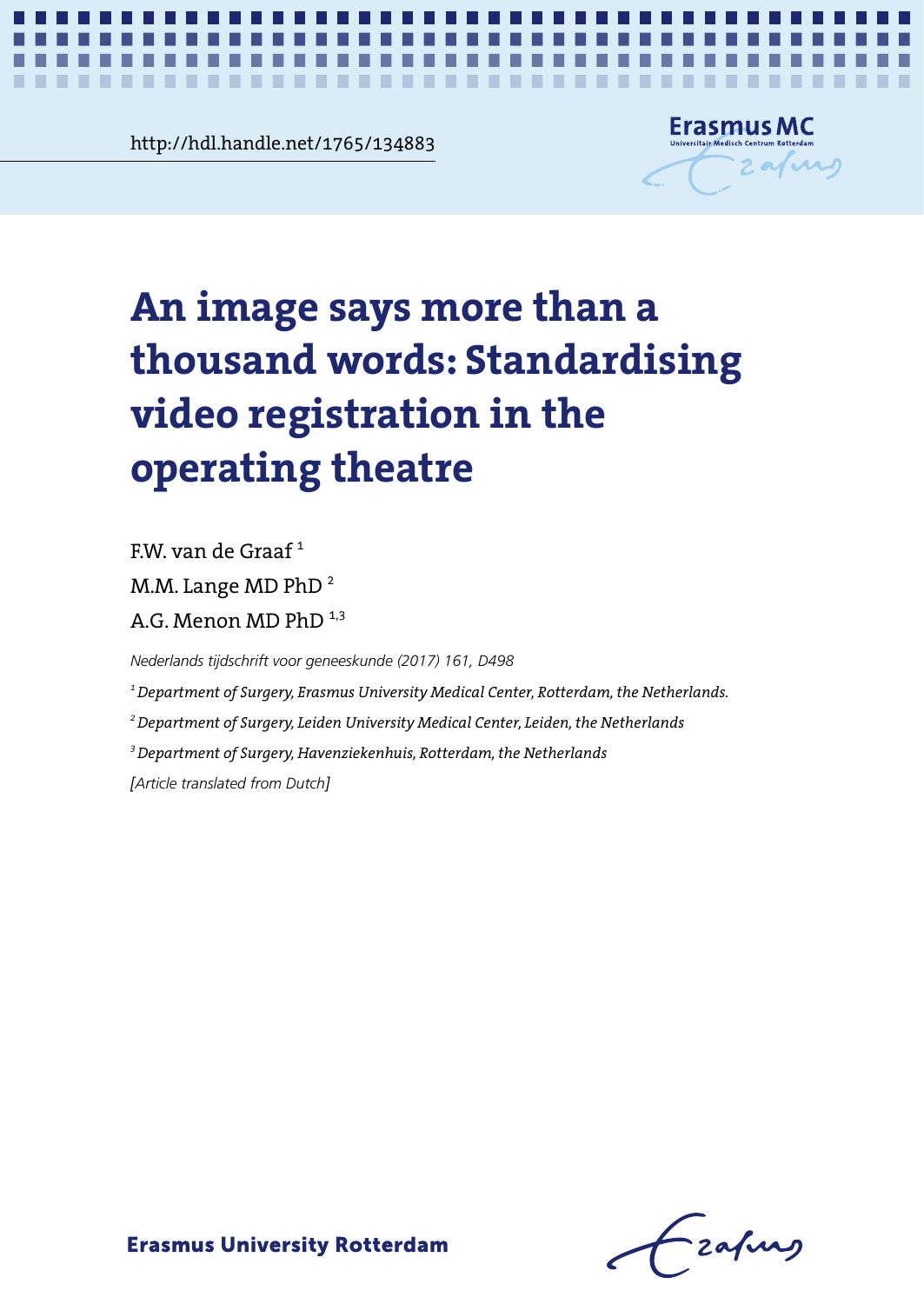http://hdl.handle.net/1765/134883

# An image says more than a thousand words: Standardising video registration in the operating theatre

F.W. van de Graaf [1]

M.M. Lange MD PhD [2]

A.G. Menon MD PhD [1,3]

*Nederlands tijdschrift voor geneeskunde (2017) 161, D498*

*[1] Department of Surgery, Erasmus University Medical Center, Rotterdam, the Netherlands.*

*[2] Department of Surgery, Leiden University Medical Center, Leiden, the Netherlands*

*[3] Department of Surgery, Havenziekenhuis, Rotterdam, the Netherlands*

*[Article translated from Dutch]*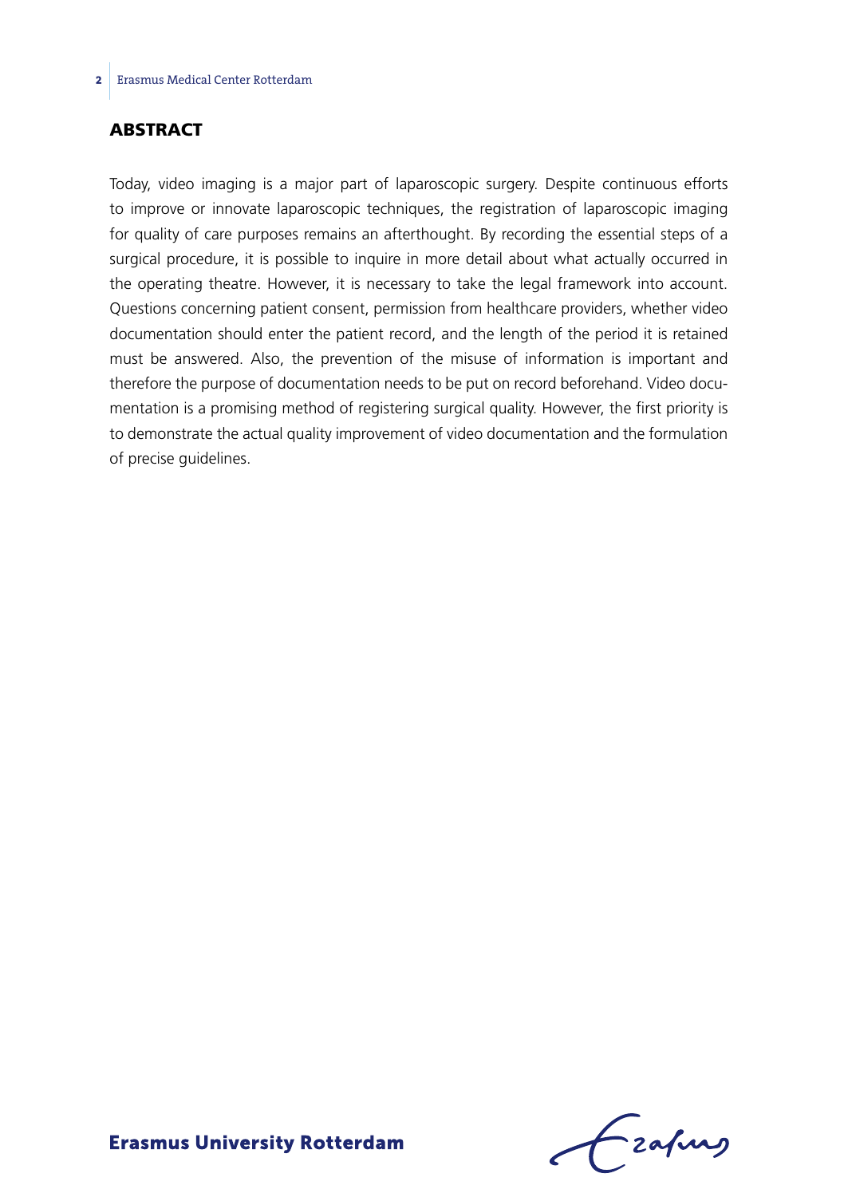## ABSTRACT

Today, video imaging is a major part of laparoscopic surgery. Despite continuous efforts to improve or innovate laparoscopic techniques, the registration of laparoscopic imaging for quality of care purposes remains an afterthought. By recording the essential steps of a surgical procedure, it is possible to inquire in more detail about what actually occurred in the operating theatre. However, it is necessary to take the legal framework into account. Questions concerning patient consent, permission from healthcare providers, whether video documentation should enter the patient record, and the length of the period it is retained must be answered. Also, the prevention of the misuse of information is important and therefore the purpose of documentation needs to be put on record beforehand. Video documentation is a promising method of registering surgical quality. However, the first priority is to demonstrate the actual quality improvement of video documentation and the formulation of precise guidelines.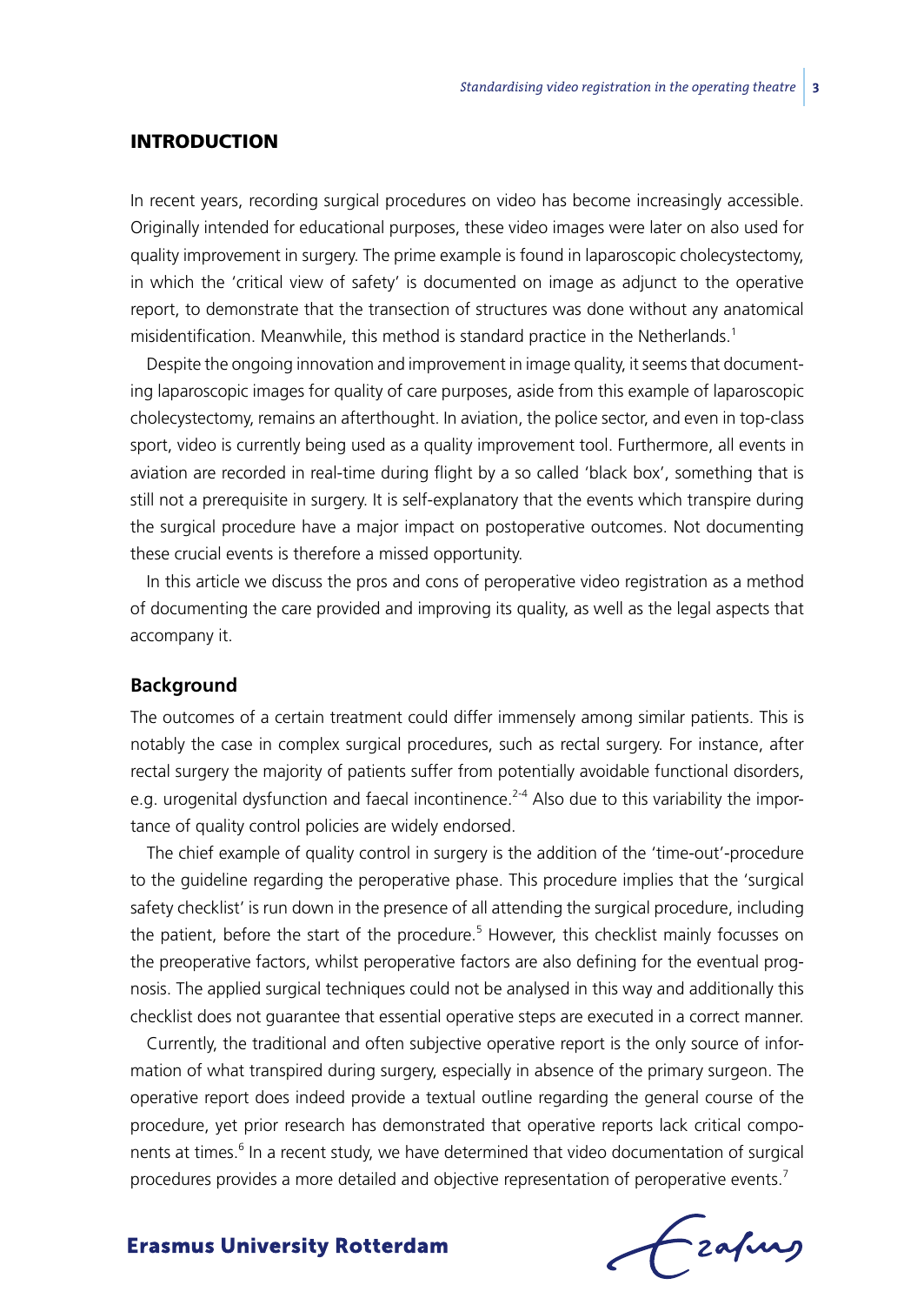## INTRODUCTION

In recent years, recording surgical procedures on video has become increasingly accessible. Originally intended for educational purposes, these video images were later on also used for quality improvement in surgery. The prime example is found in laparoscopic cholecystectomy, in which the 'critical view of safety' is documented on image as adjunct to the operative report, to demonstrate that the transection of structures was done without any anatomical misidentification. Meanwhile, this method is standard practice in the Netherlands.[1]

Despite the ongoing innovation and improvement in image quality, it seems that documenting laparoscopic images for quality of care purposes, aside from this example of laparoscopic cholecystectomy, remains an afterthought. In aviation, the police sector, and even in top-class sport, video is currently being used as a quality improvement tool. Furthermore, all events in aviation are recorded in real-time during flight by a so called 'black box', something that is still not a prerequisite in surgery. It is self-explanatory that the events which transpire during the surgical procedure have a major impact on postoperative outcomes. Not documenting these crucial events is therefore a missed opportunity.

In this article we discuss the pros and cons of peroperative video registration as a method of documenting the care provided and improving its quality, as well as the legal aspects that accompany it.

### Background

The outcomes of a certain treatment could differ immensely among similar patients. This is notably the case in complex surgical procedures, such as rectal surgery. For instance, after rectal surgery the majority of patients suffer from potentially avoidable functional disorders, e.g. urogenital dysfunction and faecal incontinence.[2-4] Also due to this variability the importance of quality control policies are widely endorsed.

The chief example of quality control in surgery is the addition of the 'time-out'-procedure to the guideline regarding the peroperative phase. This procedure implies that the 'surgical safety checklist' is run down in the presence of all attending the surgical procedure, including the patient, before the start of the procedure.[5] However, this checklist mainly focusses on the preoperative factors, whilst peroperative factors are also defining for the eventual prognosis. The applied surgical techniques could not be analysed in this way and additionally this checklist does not guarantee that essential operative steps are executed in a correct manner.

Currently, the traditional and often subjective operative report is the only source of information of what transpired during surgery, especially in absence of the primary surgeon. The operative report does indeed provide a textual outline regarding the general course of the procedure, yet prior research has demonstrated that operative reports lack critical components at times.[6] In a recent study, we have determined that video documentation of surgical procedures provides a more detailed and objective representation of peroperative events.[7]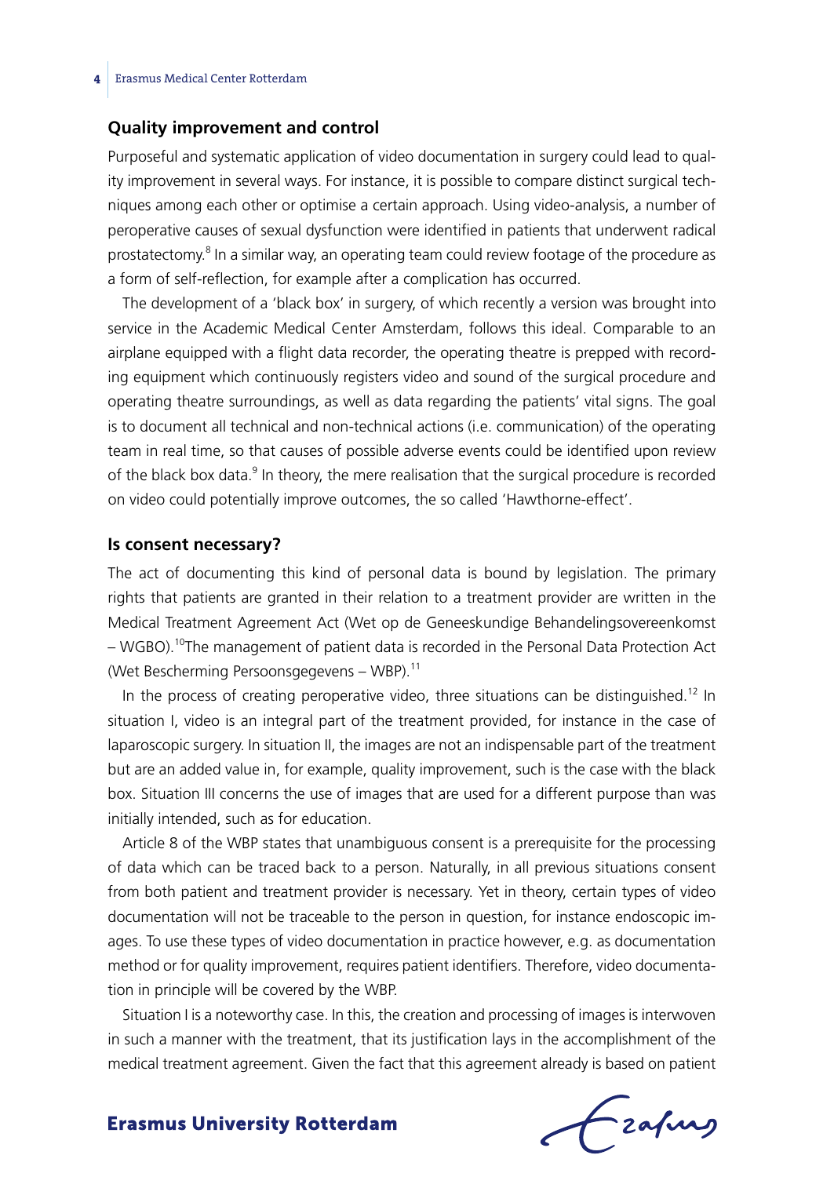## Quality improvement and control

Purposeful and systematic application of video documentation in surgery could lead to quality improvement in several ways. For instance, it is possible to compare distinct surgical techniques among each other or optimise a certain approach. Using video-analysis, a number of peroperative causes of sexual dysfunction were identified in patients that underwent radical prostatectomy.[8] In a similar way, an operating team could review footage of the procedure as a form of self-reflection, for example after a complication has occurred.

The development of a 'black box' in surgery, of which recently a version was brought into service in the Academic Medical Center Amsterdam, follows this ideal. Comparable to an airplane equipped with a flight data recorder, the operating theatre is prepped with recording equipment which continuously registers video and sound of the surgical procedure and operating theatre surroundings, as well as data regarding the patients' vital signs. The goal is to document all technical and non-technical actions (i.e. communication) of the operating team in real time, so that causes of possible adverse events could be identified upon review of the black box data.[9] In theory, the mere realisation that the surgical procedure is recorded on video could potentially improve outcomes, the so called 'Hawthorne-effect'.

## Is consent necessary?

The act of documenting this kind of personal data is bound by legislation. The primary rights that patients are granted in their relation to a treatment provider are written in the Medical Treatment Agreement Act (Wet op de Geneeskundige Behandelingsovereenkomst – WGBO).[10]The management of patient data is recorded in the Personal Data Protection Act (Wet Bescherming Persoonsgegevens – WBP).[11]

In the process of creating peroperative video, three situations can be distinguished.[12] In situation I, video is an integral part of the treatment provided, for instance in the case of laparoscopic surgery. In situation II, the images are not an indispensable part of the treatment but are an added value in, for example, quality improvement, such is the case with the black box. Situation III concerns the use of images that are used for a different purpose than was initially intended, such as for education.

Article 8 of the WBP states that unambiguous consent is a prerequisite for the processing of data which can be traced back to a person. Naturally, in all previous situations consent from both patient and treatment provider is necessary. Yet in theory, certain types of video documentation will not be traceable to the person in question, for instance endoscopic images. To use these types of video documentation in practice however, e.g. as documentation method or for quality improvement, requires patient identifiers. Therefore, video documentation in principle will be covered by the WBP.

Situation I is a noteworthy case. In this, the creation and processing of images is interwoven in such a manner with the treatment, that its justification lays in the accomplishment of the medical treatment agreement. Given the fact that this agreement already is based on patient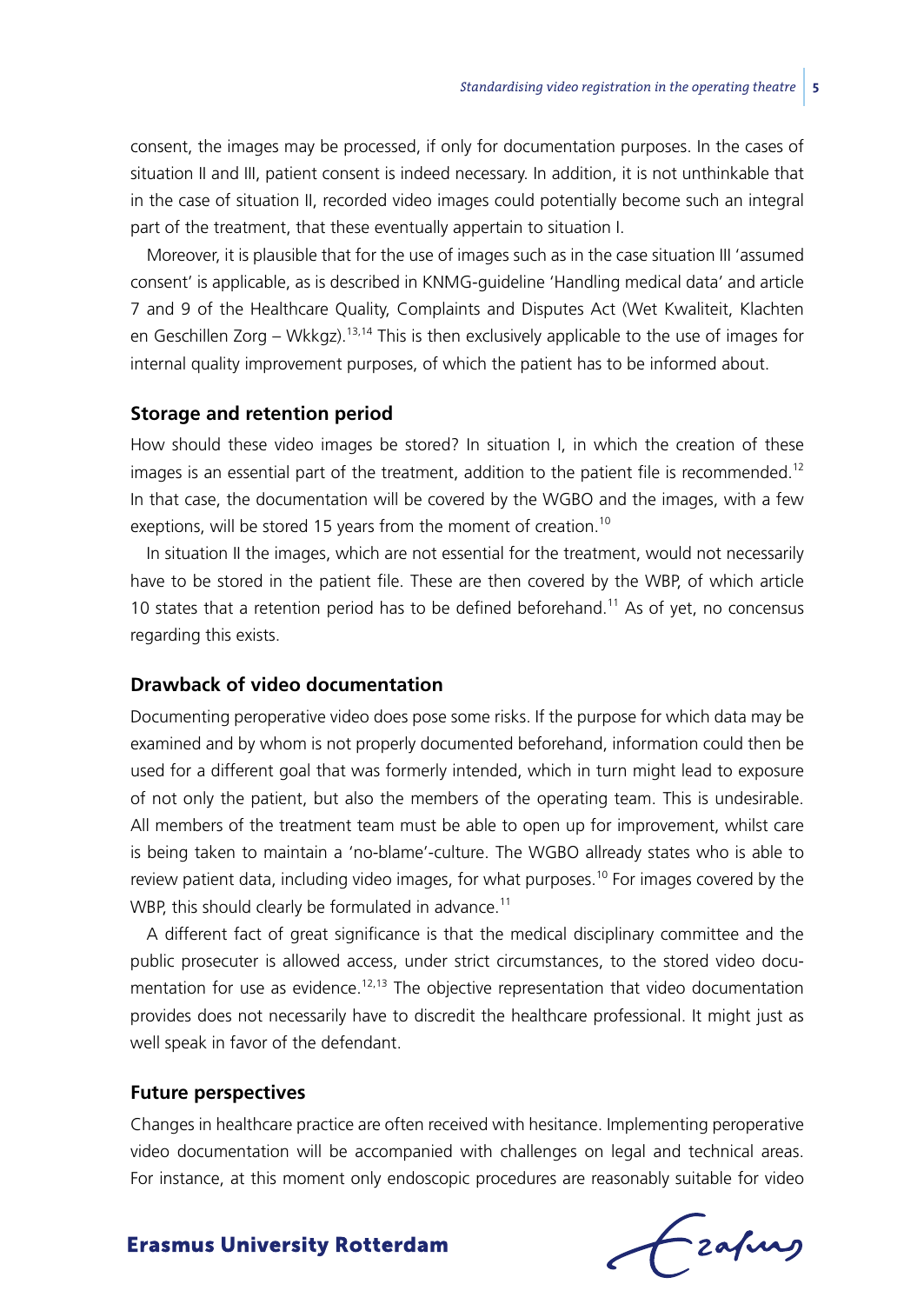consent, the images may be processed, if only for documentation purposes. In the cases of situation II and III, patient consent is indeed necessary. In addition, it is not unthinkable that in the case of situation II, recorded video images could potentially become such an integral part of the treatment, that these eventually appertain to situation I.

Moreover, it is plausible that for the use of images such as in the case situation III 'assumed consent' is applicable, as is described in KNMG-guideline 'Handling medical data' and article 7 and 9 of the Healthcare Quality, Complaints and Disputes Act (Wet Kwaliteit, Klachten en Geschillen Zorg – Wkkgz).[13,14] This is then exclusively applicable to the use of images for internal quality improvement purposes, of which the patient has to be informed about.

## Storage and retention period

How should these video images be stored? In situation I, in which the creation of these images is an essential part of the treatment, addition to the patient file is recommended.[12] In that case, the documentation will be covered by the WGBO and the images, with a few exeptions, will be stored 15 years from the moment of creation.[10]

In situation II the images, which are not essential for the treatment, would not necessarily have to be stored in the patient file. These are then covered by the WBP, of which article 10 states that a retention period has to be defined beforehand.[11] As of yet, no concensus regarding this exists.

## Drawback of video documentation

Documenting peroperative video does pose some risks. If the purpose for which data may be examined and by whom is not properly documented beforehand, information could then be used for a different goal that was formerly intended, which in turn might lead to exposure of not only the patient, but also the members of the operating team. This is undesirable. All members of the treatment team must be able to open up for improvement, whilst care is being taken to maintain a 'no-blame'-culture. The WGBO allready states who is able to review patient data, including video images, for what purposes.[10] For images covered by the WBP, this should clearly be formulated in advance.[11]

A different fact of great significance is that the medical disciplinary committee and the public prosecuter is allowed access, under strict circumstances, to the stored video documentation for use as evidence.[12,13] The objective representation that video documentation provides does not necessarily have to discredit the healthcare professional. It might just as well speak in favor of the defendant.

## Future perspectives

Changes in healthcare practice are often received with hesitance. Implementing peroperative video documentation will be accompanied with challenges on legal and technical areas. For instance, at this moment only endoscopic procedures are reasonably suitable for video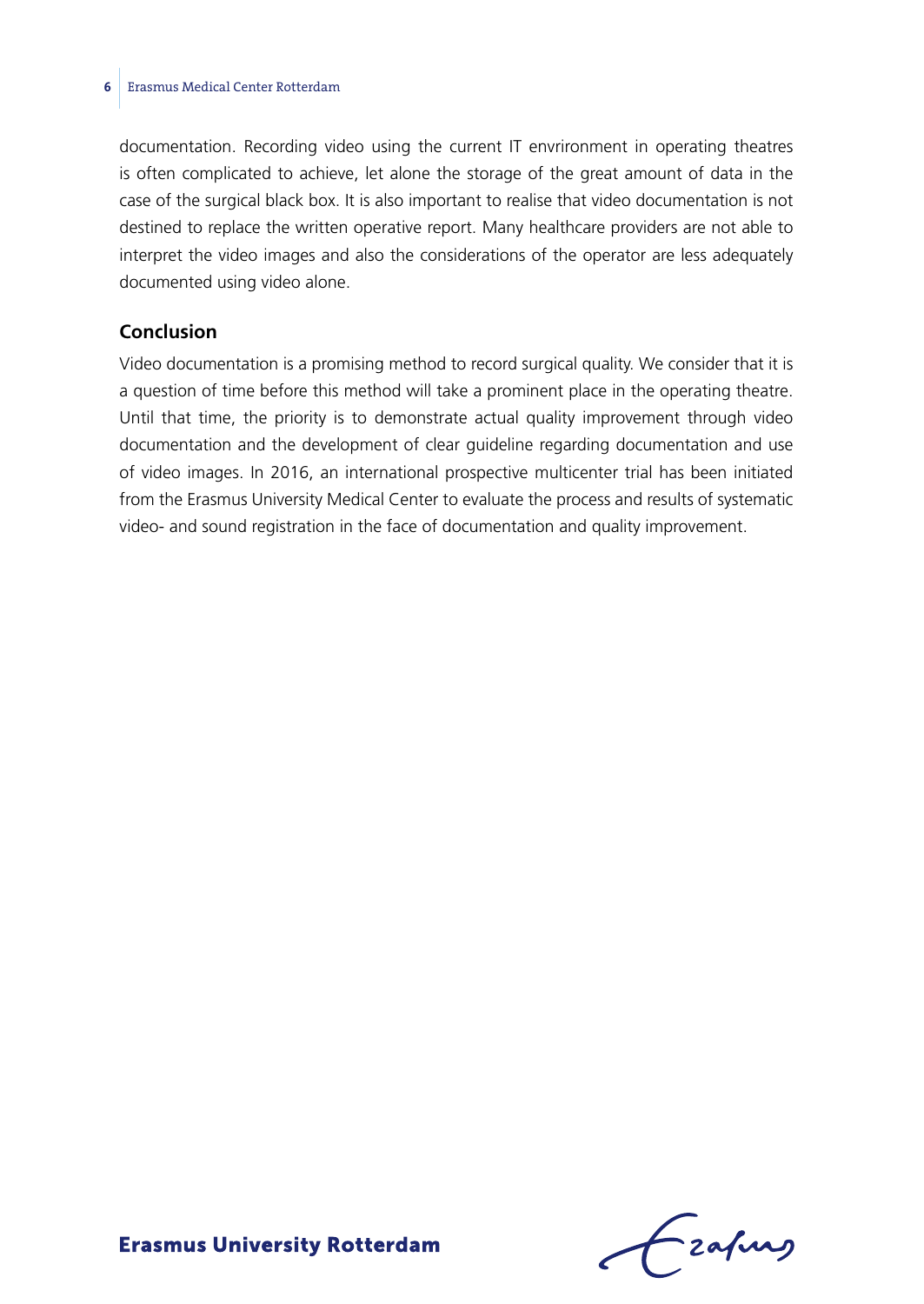documentation. Recording video using the current IT envrironment in operating theatres is often complicated to achieve, let alone the storage of the great amount of data in the case of the surgical black box. It is also important to realise that video documentation is not destined to replace the written operative report. Many healthcare providers are not able to interpret the video images and also the considerations of the operator are less adequately documented using video alone.

## Conclusion

Video documentation is a promising method to record surgical quality. We consider that it is a question of time before this method will take a prominent place in the operating theatre. Until that time, the priority is to demonstrate actual quality improvement through video documentation and the development of clear guideline regarding documentation and use of video images. In 2016, an international prospective multicenter trial has been initiated from the Erasmus University Medical Center to evaluate the process and results of systematic video- and sound registration in the face of documentation and quality improvement.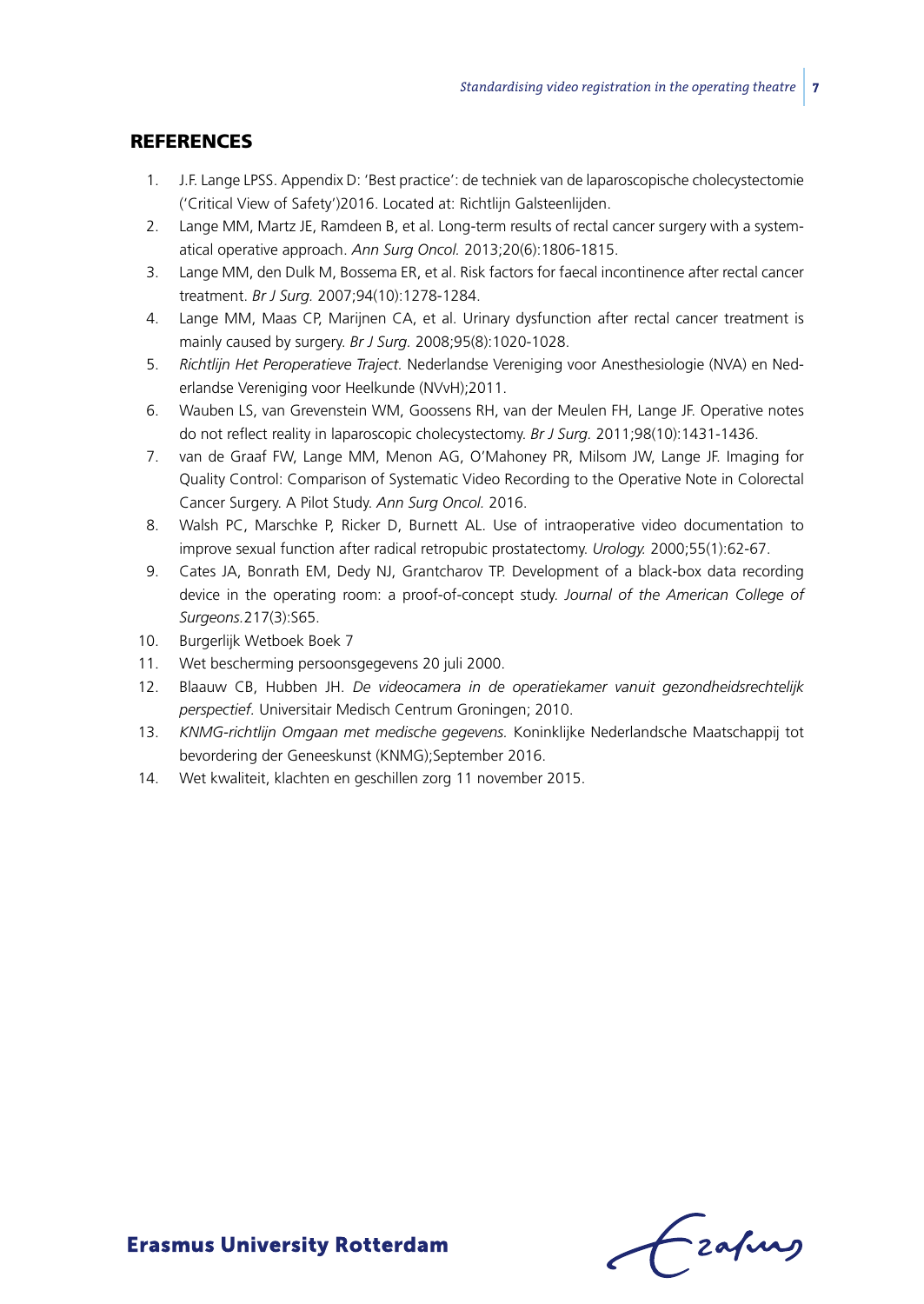## REFERENCES

1. J.F. Lange LPSS. Appendix D: 'Best practice': de techniek van de laparoscopische cholecystectomie ('Critical View of Safety')2016. Located at: Richtlijn Galsteenlijden.
2. Lange MM, Martz JE, Ramdeen B, et al. Long-term results of rectal cancer surgery with a systematical operative approach. *Ann Surg Oncol.* 2013;20(6):1806-1815.
3. Lange MM, den Dulk M, Bossema ER, et al. Risk factors for faecal incontinence after rectal cancer treatment. *Br J Surg.* 2007;94(10):1278-1284.
4. Lange MM, Maas CP, Marijnen CA, et al. Urinary dysfunction after rectal cancer treatment is mainly caused by surgery. *Br J Surg.* 2008;95(8):1020-1028.
5. *Richtlijn Het Peroperatieve Traject.* Nederlandse Vereniging voor Anesthesiologie (NVA) en Nederlandse Vereniging voor Heelkunde (NVvH);2011.
6. Wauben LS, van Grevenstein WM, Goossens RH, van der Meulen FH, Lange JF. Operative notes do not reflect reality in laparoscopic cholecystectomy. *Br J Surg.* 2011;98(10):1431-1436.
7. van de Graaf FW, Lange MM, Menon AG, O'Mahoney PR, Milsom JW, Lange JF. Imaging for Quality Control: Comparison of Systematic Video Recording to the Operative Note in Colorectal Cancer Surgery. A Pilot Study. *Ann Surg Oncol.* 2016.
8. Walsh PC, Marschke P, Ricker D, Burnett AL. Use of intraoperative video documentation to improve sexual function after radical retropubic prostatectomy. *Urology.* 2000;55(1):62-67.
9. Cates JA, Bonrath EM, Dedy NJ, Grantcharov TP. Development of a black-box data recording device in the operating room: a proof-of-concept study. *Journal of the American College of Surgeons.*217(3):S65.
10. Burgerlijk Wetboek Boek 7
11. Wet bescherming persoonsgegevens 20 juli 2000.
12. Blaauw CB, Hubben JH. *De videocamera in de operatiekamer vanuit gezondheidsrechtelijk perspectief.* Universitair Medisch Centrum Groningen; 2010.
13. *KNMG-richtlijn Omgaan met medische gegevens.* Koninklijke Nederlandsche Maatschappij tot bevordering der Geneeskunst (KNMG);September 2016.
14. Wet kwaliteit, klachten en geschillen zorg 11 november 2015.